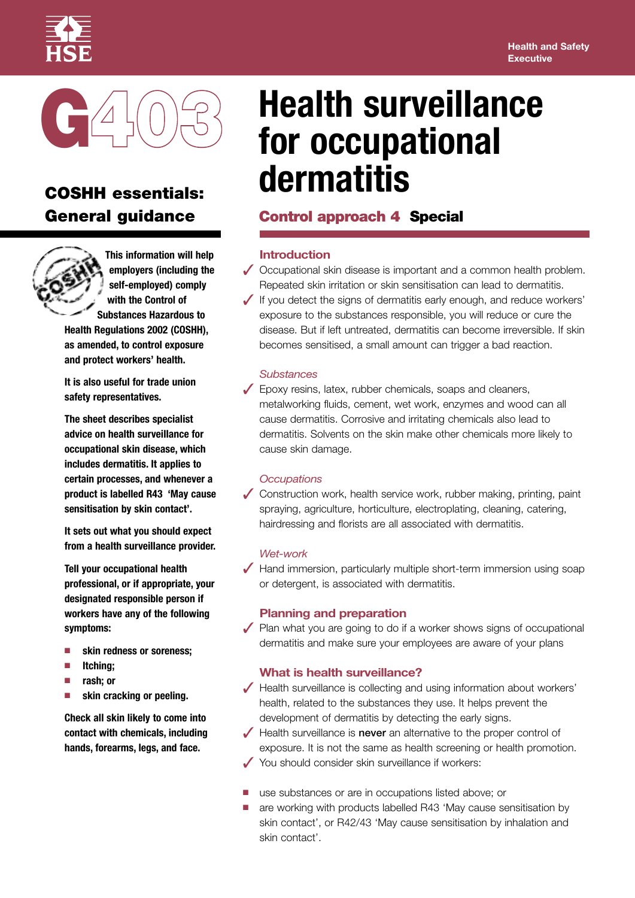HSE

Health and Safety Executive

# G403

## COSHH essentials: General guidance

# Health surveillance for occupational dermatitis

## Control approach 4 Special

**This information will help employers (including the self-employed) comply with the Control of Substances Hazardous to Health Regulations 2002 (COSHH), as amended, to control exposure and protect workers' health.**

**It is also useful for trade union safety representatives.**

**The sheet describes specialist advice on health surveillance for occupational skin disease, which includes dermatitis. It applies to certain processes, and whenever a product is labelled R43 'May cause sensitisation by skin contact'.**

**It sets out what you should expect from a health surveillance provider.**

**Tell your occupational health professional, or if appropriate, your designated responsible person if workers have any of the following symptoms:**

- **skin redness or soreness;**
- **Itching;**
- **rash; or**
- **skin cracking or peeling.**

**Check all skin likely to come into contact with chemicals, including hands, forearms, legs, and face.**

### Introduction

- ✓ Occupational skin disease is important and a common health problem. Repeated skin irritation or skin sensitisation can lead to dermatitis.
- ✓ If you detect the signs of dermatitis early enough, and reduce workers' exposure to the substances responsible, you will reduce or cure the disease. But if left untreated, dermatitis can become irreversible. If skin becomes sensitised, a small amount can trigger a bad reaction.

*Substances*

- ✓ Epoxy resins, latex, rubber chemicals, soaps and cleaners, metalworking fluids, cement, wet work, enzymes and wood can all cause dermatitis. Corrosive and irritating chemicals also lead to dermatitis. Solvents on the skin make other chemicals more likely to cause skin damage.

*Occupations*

- ✓ Construction work, health service work, rubber making, printing, paint spraying, agriculture, horticulture, electroplating, cleaning, catering, hairdressing and florists are all associated with dermatitis.

*Wet-work*

- ✓ Hand immersion, particularly multiple short-term immersion using soap or detergent, is associated with dermatitis.

### Planning and preparation

- ✓ Plan what you are going to do if a worker shows signs of occupational dermatitis and make sure your employees are aware of your plans

### What is health surveillance?

- ✓ Health surveillance is collecting and using information about workers' health, related to the substances they use. It helps prevent the development of dermatitis by detecting the early signs.
- ✓ Health surveillance is **never** an alternative to the proper control of exposure. It is not the same as health screening or health promotion.
- ✓ You should consider skin surveillance if workers:

- use substances or are in occupations listed above; or
- are working with products labelled R43 'May cause sensitisation by skin contact', or R42/43 'May cause sensitisation by inhalation and skin contact'.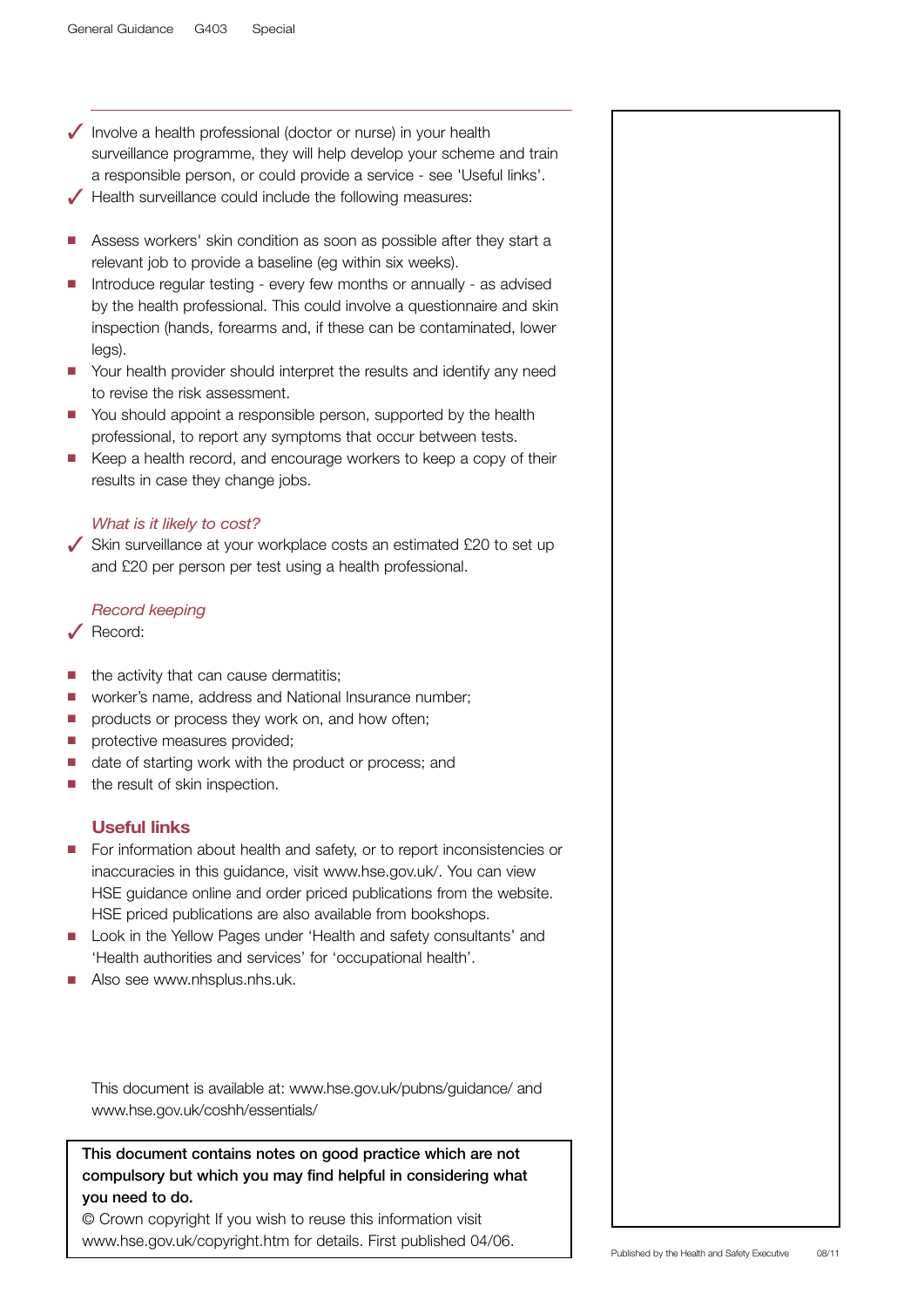- ✓ Involve a health professional (doctor or nurse) in your health surveillance programme, they will help develop your scheme and train a responsible person, or could provide a service - see 'Useful links'.
- ✓ Health surveillance could include the following measures:

- Assess workers' skin condition as soon as possible after they start a relevant job to provide a baseline (eg within six weeks).
- Introduce regular testing - every few months or annually - as advised by the health professional. This could involve a questionnaire and skin inspection (hands, forearms and, if these can be contaminated, lower legs).
- Your health provider should interpret the results and identify any need to revise the risk assessment.
- You should appoint a responsible person, supported by the health professional, to report any symptoms that occur between tests.
- Keep a health record, and encourage workers to keep a copy of their results in case they change jobs.

*What is it likely to cost?*

- ✓ Skin surveillance at your workplace costs an estimated £20 to set up and £20 per person per test using a health professional.

*Record keeping*

- ✓ Record:

- the activity that can cause dermatitis;
- worker's name, address and National Insurance number;
- products or process they work on, and how often;
- protective measures provided;
- date of starting work with the product or process; and
- the result of skin inspection.

### Useful links

- For information about health and safety, or to report inconsistencies or inaccuracies in this guidance, visit www.hse.gov.uk/. You can view HSE guidance online and order priced publications from the website. HSE priced publications are also available from bookshops.
- Look in the Yellow Pages under 'Health and safety consultants' and 'Health authorities and services' for 'occupational health'.
- Also see www.nhsplus.nhs.uk.

This document is available at: www.hse.gov.uk/pubns/guidance/ and www.hse.gov.uk/coshh/essentials/

**This document contains notes on good practice which are not compulsory but which you may find helpful in considering what you need to do.**

© Crown copyright If you wish to reuse this information visit www.hse.gov.uk/copyright.htm for details. First published 04/06.

Published by the Health and Safety Executive 08/11